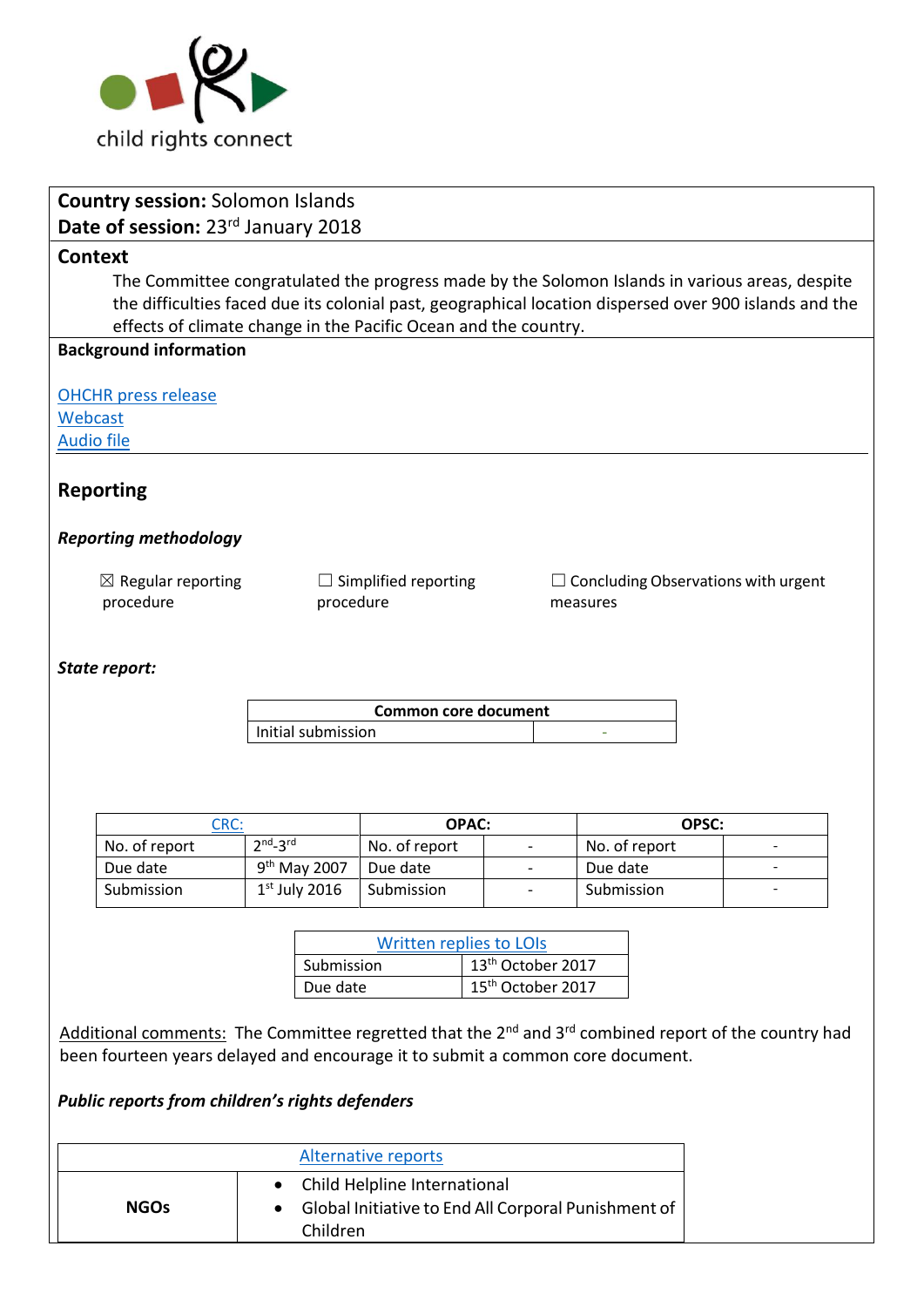child rights connect

**Country session:** Solomon Islands
**Date of session:** 23rd January 2018

## Context

The Committee congratulated the progress made by the Solomon Islands in various areas, despite the difficulties faced due its colonial past, geographical location dispersed over 900 islands and the effects of climate change in the Pacific Ocean and the country.

**Background information**

[OHCHR press release]
[Webcast]
[Audio file]

## Reporting

### *Reporting methodology*

☒ Regular reporting procedure

☐ Simplified reporting procedure

☐ Concluding Observations with urgent measures

### *State report:*

| Common core document | |
|---|---|
| Initial submission | - |

| CRC: | | OPAC: | | OPSC: | |
|---|---|---|---|---|---|
| No. of report | 2nd-3rd | No. of report | - | No. of report | - |
| Due date | 9th May 2007 | Due date | - | Due date | - |
| Submission | 1st July 2016 | Submission | - | Submission | - |

| Written replies to LOIs | |
|---|---|
| Submission | 13th October 2017 |
| Due date | 15th October 2017 |

Additional comments: The Committee regretted that the 2nd and 3rd combined report of the country had been fourteen years delayed and encourage it to submit a common core document.

### *Public reports from children's rights defenders*

| Alternative reports | |
|---|---|
| **NGOs** | • Child Helpline International<br>• Global Initiative to End All Corporal Punishment of Children |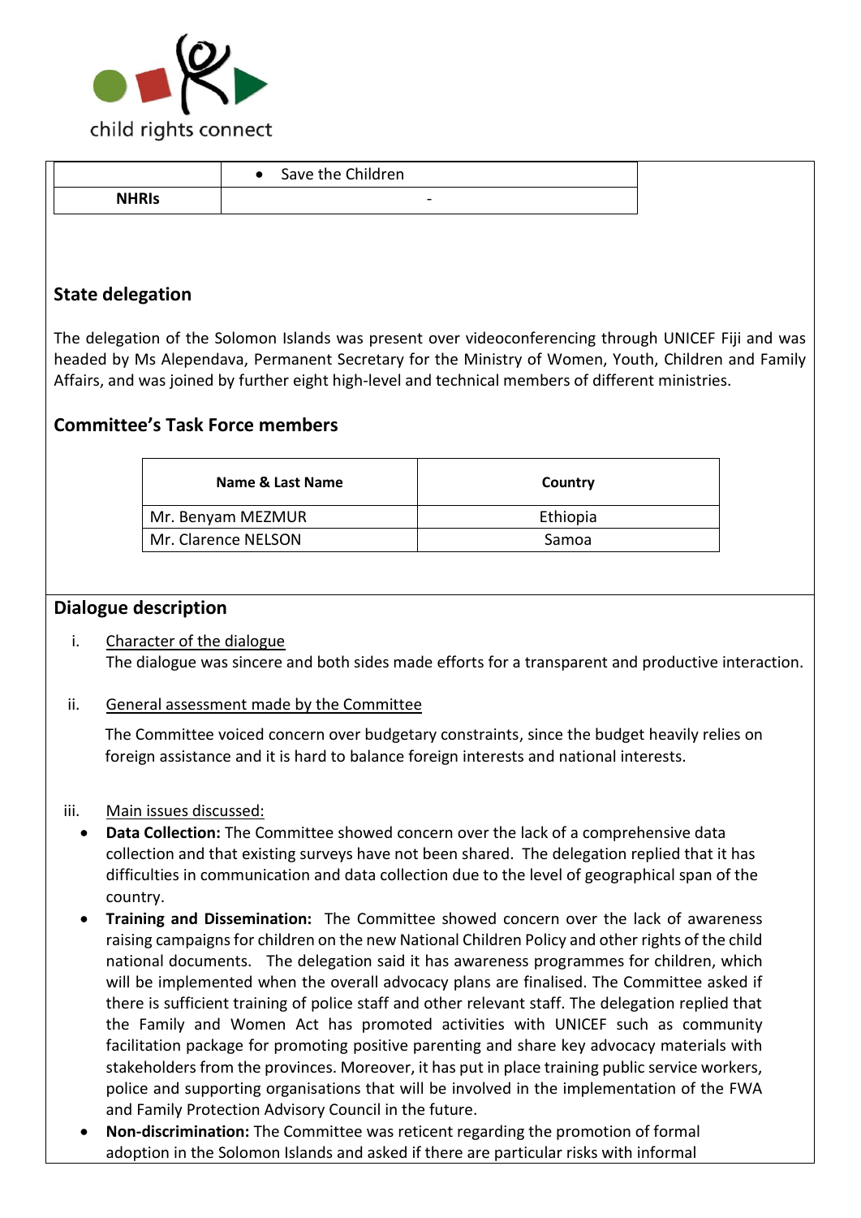| | • Save the Children |
|---|---|
| **NHRIs** | - |

## State delegation

The delegation of the Solomon Islands was present over videoconferencing through UNICEF Fiji and was headed by Ms Alependava, Permanent Secretary for the Ministry of Women, Youth, Children and Family Affairs, and was joined by further eight high-level and technical members of different ministries.

## Committee's Task Force members

| Name & Last Name | Country |
|---|---|
| Mr. Benyam MEZMUR | Ethiopia |
| Mr. Clarence NELSON | Samoa |

## Dialogue description

i. Character of the dialogue

The dialogue was sincere and both sides made efforts for a transparent and productive interaction.

ii. General assessment made by the Committee

The Committee voiced concern over budgetary constraints, since the budget heavily relies on foreign assistance and it is hard to balance foreign interests and national interests.

iii. Main issues discussed:

- **Data Collection:** The Committee showed concern over the lack of a comprehensive data collection and that existing surveys have not been shared. The delegation replied that it has difficulties in communication and data collection due to the level of geographical span of the country.
- **Training and Dissemination:** The Committee showed concern over the lack of awareness raising campaigns for children on the new National Children Policy and other rights of the child national documents. The delegation said it has awareness programmes for children, which will be implemented when the overall advocacy plans are finalised. The Committee asked if there is sufficient training of police staff and other relevant staff. The delegation replied that the Family and Women Act has promoted activities with UNICEF such as community facilitation package for promoting positive parenting and share key advocacy materials with stakeholders from the provinces. Moreover, it has put in place training public service workers, police and supporting organisations that will be involved in the implementation of the FWA and Family Protection Advisory Council in the future.
- **Non-discrimination:** The Committee was reticent regarding the promotion of formal adoption in the Solomon Islands and asked if there are particular risks with informal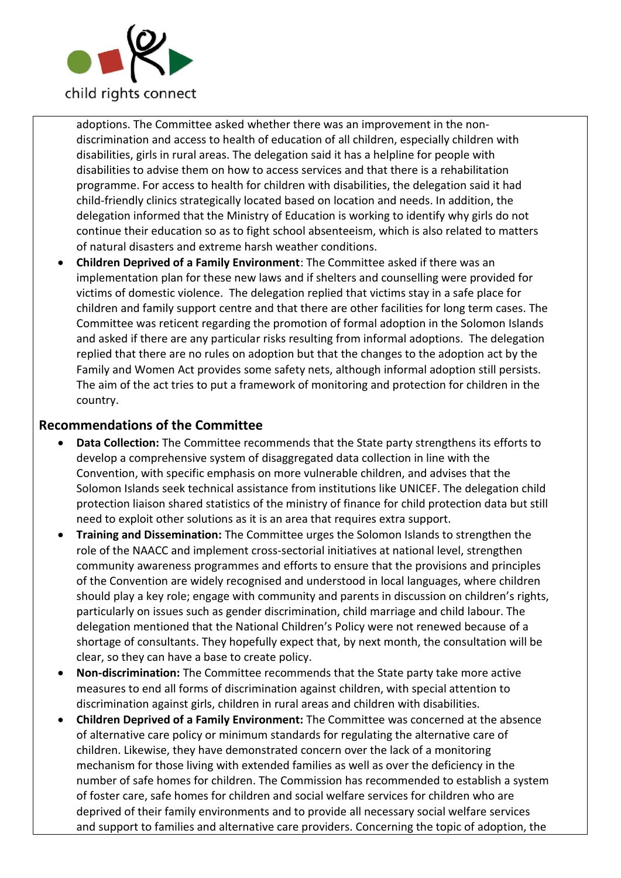adoptions. The Committee asked whether there was an improvement in the non-discrimination and access to health of education of all children, especially children with disabilities, girls in rural areas. The delegation said it has a helpline for people with disabilities to advise them on how to access services and that there is a rehabilitation programme. For access to health for children with disabilities, the delegation said it had child-friendly clinics strategically located based on location and needs. In addition, the delegation informed that the Ministry of Education is working to identify why girls do not continue their education so as to fight school absenteeism, which is also related to matters of natural disasters and extreme harsh weather conditions.

- **Children Deprived of a Family Environment**: The Committee asked if there was an implementation plan for these new laws and if shelters and counselling were provided for victims of domestic violence. The delegation replied that victims stay in a safe place for children and family support centre and that there are other facilities for long term cases. The Committee was reticent regarding the promotion of formal adoption in the Solomon Islands and asked if there are any particular risks resulting from informal adoptions. The delegation replied that there are no rules on adoption but that the changes to the adoption act by the Family and Women Act provides some safety nets, although informal adoption still persists. The aim of the act tries to put a framework of monitoring and protection for children in the country.

## Recommendations of the Committee

- **Data Collection:** The Committee recommends that the State party strengthens its efforts to develop a comprehensive system of disaggregated data collection in line with the Convention, with specific emphasis on more vulnerable children, and advises that the Solomon Islands seek technical assistance from institutions like UNICEF. The delegation child protection liaison shared statistics of the ministry of finance for child protection data but still need to exploit other solutions as it is an area that requires extra support.
- **Training and Dissemination:** The Committee urges the Solomon Islands to strengthen the role of the NAACC and implement cross-sectorial initiatives at national level, strengthen community awareness programmes and efforts to ensure that the provisions and principles of the Convention are widely recognised and understood in local languages, where children should play a key role; engage with community and parents in discussion on children's rights, particularly on issues such as gender discrimination, child marriage and child labour. The delegation mentioned that the National Children's Policy were not renewed because of a shortage of consultants. They hopefully expect that, by next month, the consultation will be clear, so they can have a base to create policy.
- **Non-discrimination:** The Committee recommends that the State party take more active measures to end all forms of discrimination against children, with special attention to discrimination against girls, children in rural areas and children with disabilities.
- **Children Deprived of a Family Environment:** The Committee was concerned at the absence of alternative care policy or minimum standards for regulating the alternative care of children. Likewise, they have demonstrated concern over the lack of a monitoring mechanism for those living with extended families as well as over the deficiency in the number of safe homes for children. The Commission has recommended to establish a system of foster care, safe homes for children and social welfare services for children who are deprived of their family environments and to provide all necessary social welfare services and support to families and alternative care providers. Concerning the topic of adoption, the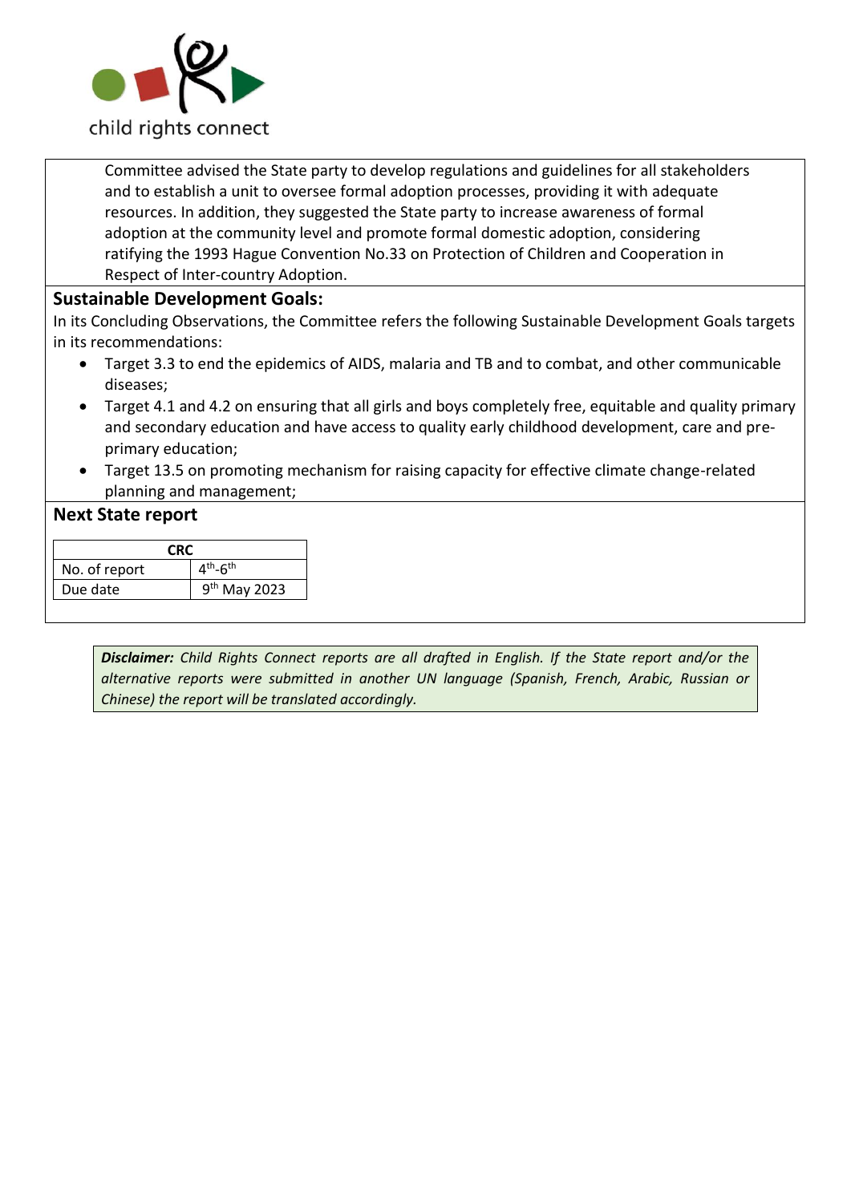Committee advised the State party to develop regulations and guidelines for all stakeholders and to establish a unit to oversee formal adoption processes, providing it with adequate resources. In addition, they suggested the State party to increase awareness of formal adoption at the community level and promote formal domestic adoption, considering ratifying the 1993 Hague Convention No.33 on Protection of Children and Cooperation in Respect of Inter-country Adoption.

## Sustainable Development Goals:

In its Concluding Observations, the Committee refers the following Sustainable Development Goals targets in its recommendations:

- Target 3.3 to end the epidemics of AIDS, malaria and TB and to combat, and other communicable diseases;
- Target 4.1 and 4.2 on ensuring that all girls and boys completely free, equitable and quality primary and secondary education and have access to quality early childhood development, care and pre-primary education;
- Target 13.5 on promoting mechanism for raising capacity for effective climate change-related planning and management;

## Next State report

| CRC | |
|---|---|
| No. of report | 4th-6th |
| Due date | 9th May 2023 |

***Disclaimer:*** *Child Rights Connect reports are all drafted in English. If the State report and/or the alternative reports were submitted in another UN language (Spanish, French, Arabic, Russian or Chinese) the report will be translated accordingly.*